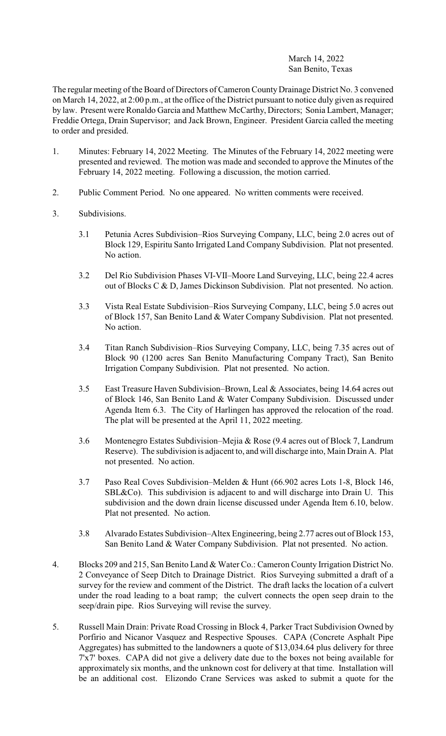March 14, 2022
San Benito, Texas

The regular meeting of the Board of Directors of Cameron County Drainage District No. 3 convened on March 14, 2022, at 2:00 p.m., at the office of the District pursuant to notice duly given as required by law. Present were Ronaldo Garcia and Matthew McCarthy, Directors; Sonia Lambert, Manager; Freddie Ortega, Drain Supervisor; and Jack Brown, Engineer. President Garcia called the meeting to order and presided.

1. Minutes: February 14, 2022 Meeting. The Minutes of the February 14, 2022 meeting were presented and reviewed. The motion was made and seconded to approve the Minutes of the February 14, 2022 meeting. Following a discussion, the motion carried.

2. Public Comment Period. No one appeared. No written comments were received.

3. Subdivisions.

   3.1 Petunia Acres Subdivision–Rios Surveying Company, LLC, being 2.0 acres out of Block 129, Espiritu Santo Irrigated Land Company Subdivision. Plat not presented. No action.

   3.2 Del Rio Subdivision Phases VI-VII–Moore Land Surveying, LLC, being 22.4 acres out of Blocks C & D, James Dickinson Subdivision. Plat not presented. No action.

   3.3 Vista Real Estate Subdivision–Rios Surveying Company, LLC, being 5.0 acres out of Block 157, San Benito Land & Water Company Subdivision. Plat not presented. No action.

   3.4 Titan Ranch Subdivision–Rios Surveying Company, LLC, being 7.35 acres out of Block 90 (1200 acres San Benito Manufacturing Company Tract), San Benito Irrigation Company Subdivision. Plat not presented. No action.

   3.5 East Treasure Haven Subdivision–Brown, Leal & Associates, being 14.64 acres out of Block 146, San Benito Land & Water Company Subdivision. Discussed under Agenda Item 6.3. The City of Harlingen has approved the relocation of the road. The plat will be presented at the April 11, 2022 meeting.

   3.6 Montenegro Estates Subdivision–Mejia & Rose (9.4 acres out of Block 7, Landrum Reserve). The subdivision is adjacent to, and will discharge into, Main Drain A. Plat not presented. No action.

   3.7 Paso Real Coves Subdivision–Melden & Hunt (66.902 acres Lots 1-8, Block 146, SBL&Co). This subdivision is adjacent to and will discharge into Drain U. This subdivision and the down drain license discussed under Agenda Item 6.10, below. Plat not presented. No action.

   3.8 Alvarado Estates Subdivision–Altex Engineering, being 2.77 acres out of Block 153, San Benito Land & Water Company Subdivision. Plat not presented. No action.

4. Blocks 209 and 215, San Benito Land & Water Co.: Cameron County Irrigation District No. 2 Conveyance of Seep Ditch to Drainage District. Rios Surveying submitted a draft of a survey for the review and comment of the District. The draft lacks the location of a culvert under the road leading to a boat ramp; the culvert connects the open seep drain to the seep/drain pipe. Rios Surveying will revise the survey.

5. Russell Main Drain: Private Road Crossing in Block 4, Parker Tract Subdivision Owned by Porfirio and Nicanor Vasquez and Respective Spouses. CAPA (Concrete Asphalt Pipe Aggregates) has submitted to the landowners a quote of $13,034.64 plus delivery for three 7'x7' boxes. CAPA did not give a delivery date due to the boxes not being available for approximately six months, and the unknown cost for delivery at that time. Installation will be an additional cost. Elizondo Crane Services was asked to submit a quote for the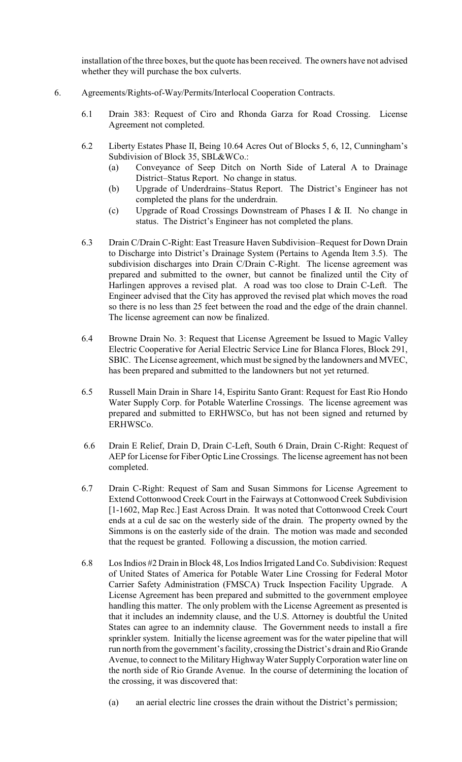installation of the three boxes, but the quote has been received. The owners have not advised whether they will purchase the box culverts.

6. Agreements/Rights-of-Way/Permits/Interlocal Cooperation Contracts.

   6.1 Drain 383: Request of Ciro and Rhonda Garza for Road Crossing. License Agreement not completed.

   6.2 Liberty Estates Phase II, Being 10.64 Acres Out of Blocks 5, 6, 12, Cunningham's Subdivision of Block 35, SBL&WCo.:
      (a) Conveyance of Seep Ditch on North Side of Lateral A to Drainage District–Status Report. No change in status.
      (b) Upgrade of Underdrains–Status Report. The District's Engineer has not completed the plans for the underdrain.
      (c) Upgrade of Road Crossings Downstream of Phases I & II. No change in status. The District's Engineer has not completed the plans.

   6.3 Drain C/Drain C-Right: East Treasure Haven Subdivision–Request for Down Drain to Discharge into District's Drainage System (Pertains to Agenda Item 3.5). The subdivision discharges into Drain C/Drain C-Right. The license agreement was prepared and submitted to the owner, but cannot be finalized until the City of Harlingen approves a revised plat. A road was too close to Drain C-Left. The Engineer advised that the City has approved the revised plat which moves the road so there is no less than 25 feet between the road and the edge of the drain channel. The license agreement can now be finalized.

   6.4 Browne Drain No. 3: Request that License Agreement be Issued to Magic Valley Electric Cooperative for Aerial Electric Service Line for Blanca Flores, Block 291, SBIC. The License agreement, which must be signed by the landowners and MVEC, has been prepared and submitted to the landowners but not yet returned.

   6.5 Russell Main Drain in Share 14, Espiritu Santo Grant: Request for East Rio Hondo Water Supply Corp. for Potable Waterline Crossings. The license agreement was prepared and submitted to ERHWSCo, but has not been signed and returned by ERHWSCo.

   6.6 Drain E Relief, Drain D, Drain C-Left, South 6 Drain, Drain C-Right: Request of AEP for License for Fiber Optic Line Crossings. The license agreement has not been completed.

   6.7 Drain C-Right: Request of Sam and Susan Simmons for License Agreement to Extend Cottonwood Creek Court in the Fairways at Cottonwood Creek Subdivision [1-1602, Map Rec.] East Across Drain. It was noted that Cottonwood Creek Court ends at a cul de sac on the westerly side of the drain. The property owned by the Simmons is on the easterly side of the drain. The motion was made and seconded that the request be granted. Following a discussion, the motion carried.

   6.8 Los Indios #2 Drain in Block 48, Los Indios Irrigated Land Co. Subdivision: Request of United States of America for Potable Water Line Crossing for Federal Motor Carrier Safety Administration (FMSCA) Truck Inspection Facility Upgrade. A License Agreement has been prepared and submitted to the government employee handling this matter. The only problem with the License Agreement as presented is that it includes an indemnity clause, and the U.S. Attorney is doubtful the United States can agree to an indemnity clause. The Government needs to install a fire sprinkler system. Initially the license agreement was for the water pipeline that will run north from the government's facility, crossing the District's drain and Rio Grande Avenue, to connect to the Military Highway Water Supply Corporation water line on the north side of Rio Grande Avenue. In the course of determining the location of the crossing, it was discovered that:

      (a) an aerial electric line crosses the drain without the District's permission;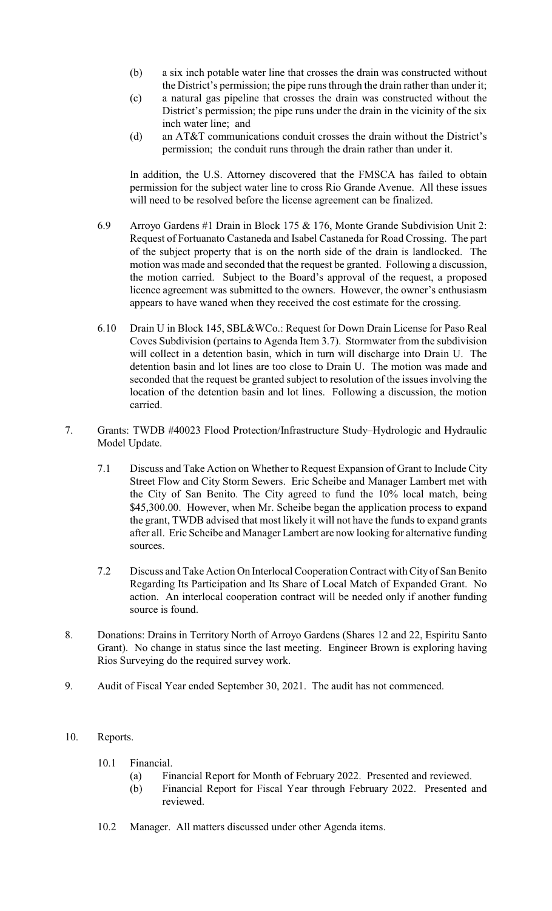(b) a six inch potable water line that crosses the drain was constructed without the District's permission; the pipe runs through the drain rather than under it;

(c) a natural gas pipeline that crosses the drain was constructed without the District's permission; the pipe runs under the drain in the vicinity of the six inch water line; and

(d) an AT&T communications conduit crosses the drain without the District's permission; the conduit runs through the drain rather than under it.

In addition, the U.S. Attorney discovered that the FMSCA has failed to obtain permission for the subject water line to cross Rio Grande Avenue. All these issues will need to be resolved before the license agreement can be finalized.

6.9 Arroyo Gardens #1 Drain in Block 175 & 176, Monte Grande Subdivision Unit 2: Request of Fortuanato Castaneda and Isabel Castaneda for Road Crossing. The part of the subject property that is on the north side of the drain is landlocked. The motion was made and seconded that the request be granted. Following a discussion, the motion carried. Subject to the Board's approval of the request, a proposed licence agreement was submitted to the owners. However, the owner's enthusiasm appears to have waned when they received the cost estimate for the crossing.

6.10 Drain U in Block 145, SBL&WCo.: Request for Down Drain License for Paso Real Coves Subdivision (pertains to Agenda Item 3.7). Stormwater from the subdivision will collect in a detention basin, which in turn will discharge into Drain U. The detention basin and lot lines are too close to Drain U. The motion was made and seconded that the request be granted subject to resolution of the issues involving the location of the detention basin and lot lines. Following a discussion, the motion carried.

7. Grants: TWDB #40023 Flood Protection/Infrastructure Study–Hydrologic and Hydraulic Model Update.

7.1 Discuss and Take Action on Whether to Request Expansion of Grant to Include City Street Flow and City Storm Sewers. Eric Scheibe and Manager Lambert met with the City of San Benito. The City agreed to fund the 10% local match, being $45,300.00. However, when Mr. Scheibe began the application process to expand the grant, TWDB advised that most likely it will not have the funds to expand grants after all. Eric Scheibe and Manager Lambert are now looking for alternative funding sources.

7.2 Discuss and Take Action On Interlocal Cooperation Contract with City of San Benito Regarding Its Participation and Its Share of Local Match of Expanded Grant. No action. An interlocal cooperation contract will be needed only if another funding source is found.

8. Donations: Drains in Territory North of Arroyo Gardens (Shares 12 and 22, Espiritu Santo Grant). No change in status since the last meeting. Engineer Brown is exploring having Rios Surveying do the required survey work.

9. Audit of Fiscal Year ended September 30, 2021. The audit has not commenced.

10. Reports.

10.1 Financial.

(a) Financial Report for Month of February 2022. Presented and reviewed.

(b) Financial Report for Fiscal Year through February 2022. Presented and reviewed.

10.2 Manager. All matters discussed under other Agenda items.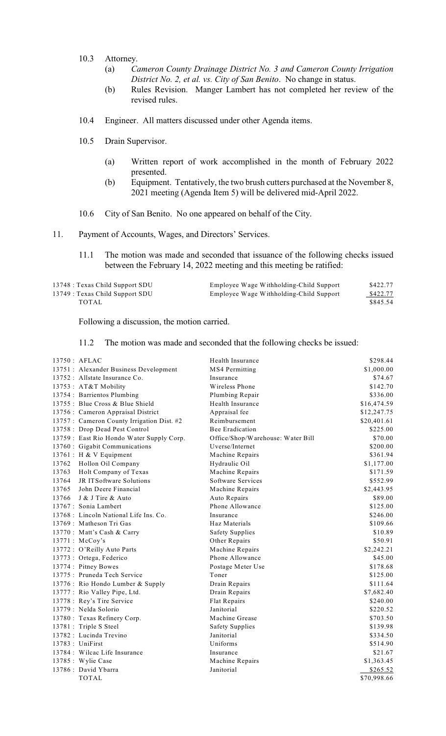10.3 Attorney.

(a) *Cameron County Drainage District No. 3 and Cameron County Irrigation District No. 2, et al. vs. City of San Benito*. No change in status.

(b) Rules Revision. Manger Lambert has not completed her review of the revised rules.

10.4 Engineer. All matters discussed under other Agenda items.

10.5 Drain Supervisor.

(a) Written report of work accomplished in the month of February 2022 presented.

(b) Equipment. Tentatively, the two brush cutters purchased at the November 8, 2021 meeting (Agenda Item 5) will be delivered mid-April 2022.

10.6 City of San Benito. No one appeared on behalf of the City.

11. Payment of Accounts, Wages, and Directors' Services.

11.1 The motion was made and seconded that issuance of the following checks issued between the February 14, 2022 meeting and this meeting be ratified:

| | | |
|---|---|---|
| 13748 : Texas Child Support SDU | Employee Wage Withholding-Child Support | $422.77 |
| 13749 : Texas Child Support SDU | Employee Wage Withholding-Child Support | $422.77 |
| TOTAL | | $845.54 |

Following a discussion, the motion carried.

11.2 The motion was made and seconded that the following checks be issued:

| | | |
|---|---|---|
| 13750 : AFLAC | Health Insurance | $298.44 |
| 13751 : Alexander Business Development | MS4 Permitting | $1,000.00 |
| 13752 : Allstate Insurance Co. | Insurance | $74.67 |
| 13753 : AT&T Mobility | Wireless Phone | $142.70 |
| 13754 : Barrientos Plumbing | Plumbing Repair | $336.00 |
| 13755 : Blue Cross & Blue Shield | Health Insurance | $16,474.59 |
| 13756 : Cameron Appraisal District | Appraisal fee | $12,247.75 |
| 13757 : Cameron County Irrigation Dist. #2 | Reimbursement | $20,401.61 |
| 13758 : Drop Dead Pest Control | Bee Eradication | $225.00 |
| 13759 : East Rio Hondo Water Supply Corp. | Office/Shop/Warehouse: Water Bill | $70.00 |
| 13760 : Gigabit Communications | Uverse/Internet | $200.00 |
| 13761 : H & V Equipment | Machine Repairs | $361.94 |
| 13762 Hollon Oil Company | Hydraulic Oil | $1,177.00 |
| 13763 Holt Company of Texas | Machine Repairs | $171.59 |
| 13764 JR ITSoftware Solutions | Software Services | $552.99 |
| 13765 John Deere Financial | Machine Repairs | $2,443.95 |
| 13766 J & J Tire & Auto | Auto Repairs | $89.00 |
| 13767 : Sonia Lambert | Phone Allowance | $125.00 |
| 13768 : Lincoln National Life Ins. Co. | Insurance | $246.00 |
| 13769 : Matheson Tri Gas | Haz Materials | $109.66 |
| 13770 : Matt's Cash & Carry | Safety Supplies | $10.89 |
| 13771 : McCoy's | Other Repairs | $50.91 |
| 13772 : O'Reilly Auto Parts | Machine Repairs | $2,242.21 |
| 13773 : Ortega, Federico | Phone Allowance | $45.00 |
| 13774 : Pitney Bowes | Postage Meter Use | $178.68 |
| 13775 : Pruneda Tech Service | Toner | $125.00 |
| 13776 : Rio Hondo Lumber & Supply | Drain Repairs | $111.64 |
| 13777 : Rio Valley Pipe, Ltd. | Drain Repairs | $7,682.40 |
| 13778 : Rey's Tire Service | Flat Repairs | $240.00 |
| 13779 : Nelda Solorio | Janitorial | $220.52 |
| 13780 : Texas Refinery Corp. | Machine Grease | $703.50 |
| 13781 : Triple S Steel | Safety Supplies | $139.98 |
| 13782 : Lucinda Trevino | Janitorial | $334.50 |
| 13783 : UniFirst | Uniforms | $514.90 |
| 13784 : Wilcac Life Insurance | Insurance | $21.67 |
| 13785 : Wylie Case | Machine Repairs | $1,363.45 |
| 13786 : David Ybarra | Janitorial | $265.52 |
| TOTAL | | $70,998.66 |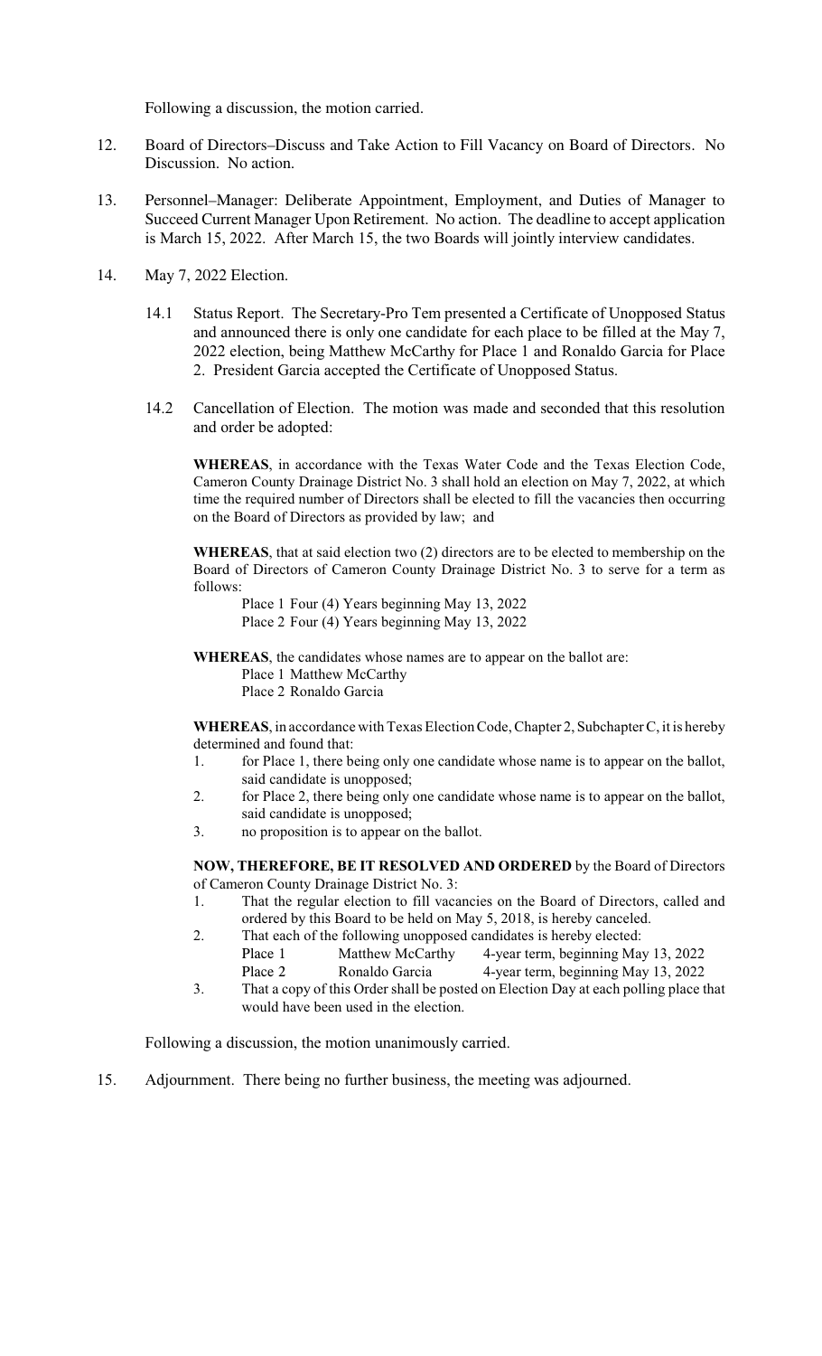Following a discussion, the motion carried.

12. Board of Directors–Discuss and Take Action to Fill Vacancy on Board of Directors. No Discussion. No action.

13. Personnel–Manager: Deliberate Appointment, Employment, and Duties of Manager to Succeed Current Manager Upon Retirement. No action. The deadline to accept application is March 15, 2022. After March 15, the two Boards will jointly interview candidates.

14. May 7, 2022 Election.

    14.1 Status Report. The Secretary-Pro Tem presented a Certificate of Unopposed Status and announced there is only one candidate for each place to be filled at the May 7, 2022 election, being Matthew McCarthy for Place 1 and Ronaldo Garcia for Place 2. President Garcia accepted the Certificate of Unopposed Status.

    14.2 Cancellation of Election. The motion was made and seconded that this resolution and order be adopted:

    **WHEREAS**, in accordance with the Texas Water Code and the Texas Election Code, Cameron County Drainage District No. 3 shall hold an election on May 7, 2022, at which time the required number of Directors shall be elected to fill the vacancies then occurring on the Board of Directors as provided by law; and

    **WHEREAS**, that at said election two (2) directors are to be elected to membership on the Board of Directors of Cameron County Drainage District No. 3 to serve for a term as follows:

    Place 1 Four (4) Years beginning May 13, 2022
    Place 2 Four (4) Years beginning May 13, 2022

    **WHEREAS**, the candidates whose names are to appear on the ballot are:

    Place 1 Matthew McCarthy
    Place 2 Ronaldo Garcia

    **WHEREAS**, in accordance with Texas Election Code, Chapter 2, Subchapter C, it is hereby determined and found that:

    1. for Place 1, there being only one candidate whose name is to appear on the ballot, said candidate is unopposed;
    2. for Place 2, there being only one candidate whose name is to appear on the ballot, said candidate is unopposed;
    3. no proposition is to appear on the ballot.

    **NOW, THEREFORE, BE IT RESOLVED AND ORDERED** by the Board of Directors of Cameron County Drainage District No. 3:

    1. That the regular election to fill vacancies on the Board of Directors, called and ordered by this Board to be held on May 5, 2018, is hereby canceled.
    2. That each of the following unopposed candidates is hereby elected:

       | | | |
       |---|---|---|
       | Place 1 | Matthew McCarthy | 4-year term, beginning May 13, 2022 |
       | Place 2 | Ronaldo Garcia | 4-year term, beginning May 13, 2022 |

    3. That a copy of this Order shall be posted on Election Day at each polling place that would have been used in the election.

    Following a discussion, the motion unanimously carried.

15. Adjournment. There being no further business, the meeting was adjourned.